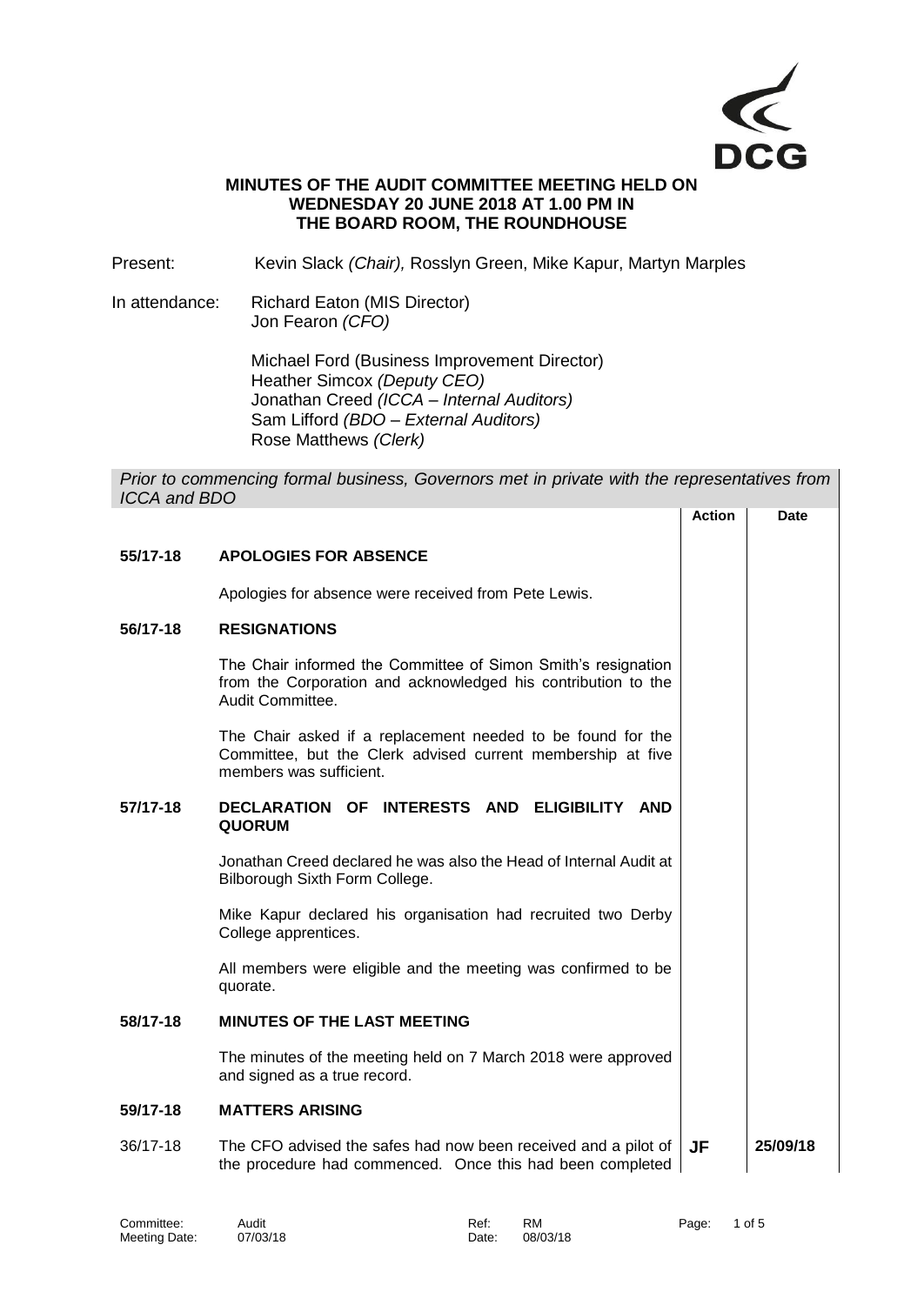**MINUTES OF THE AUDIT COMMITTEE MEETING HELD ON WEDNESDAY 20 JUNE 2018 AT 1.00 PM IN THE BOARD ROOM, THE ROUNDHOUSE**

Present: Kevin Slack *(Chair),* Rosslyn Green, Mike Kapur, Martyn Marples

In attendance: Richard Eaton (MIS Director)
Jon Fearon *(CFO)*

Michael Ford (Business Improvement Director)
Heather Simcox *(Deputy CEO)*
Jonathan Creed *(ICCA – Internal Auditors)*
Sam Lifford *(BDO – External Auditors)*
Rose Matthews *(Clerk)*

*Prior to commencing formal business, Governors met in private with the representatives from ICCA and BDO*

| | | Action | Date |
|---|---|---|---|
| **55/17-18** | **APOLOGIES FOR ABSENCE** | | |
| | Apologies for absence were received from Pete Lewis. | | |
| **56/17-18** | **RESIGNATIONS** | | |
| | The Chair informed the Committee of Simon Smith's resignation from the Corporation and acknowledged his contribution to the Audit Committee. | | |
| | The Chair asked if a replacement needed to be found for the Committee, but the Clerk advised current membership at five members was sufficient. | | |
| **57/17-18** | **DECLARATION OF INTERESTS AND ELIGIBILITY AND QUORUM** | | |
| | Jonathan Creed declared he was also the Head of Internal Audit at Bilborough Sixth Form College. | | |
| | Mike Kapur declared his organisation had recruited two Derby College apprentices. | | |
| | All members were eligible and the meeting was confirmed to be quorate. | | |
| **58/17-18** | **MINUTES OF THE LAST MEETING** | | |
| | The minutes of the meeting held on 7 March 2018 were approved and signed as a true record. | | |
| **59/17-18** | **MATTERS ARISING** | | |
| 36/17-18 | The CFO advised the safes had now been received and a pilot of the procedure had commenced. Once this had been completed | **JF** | **25/09/18** |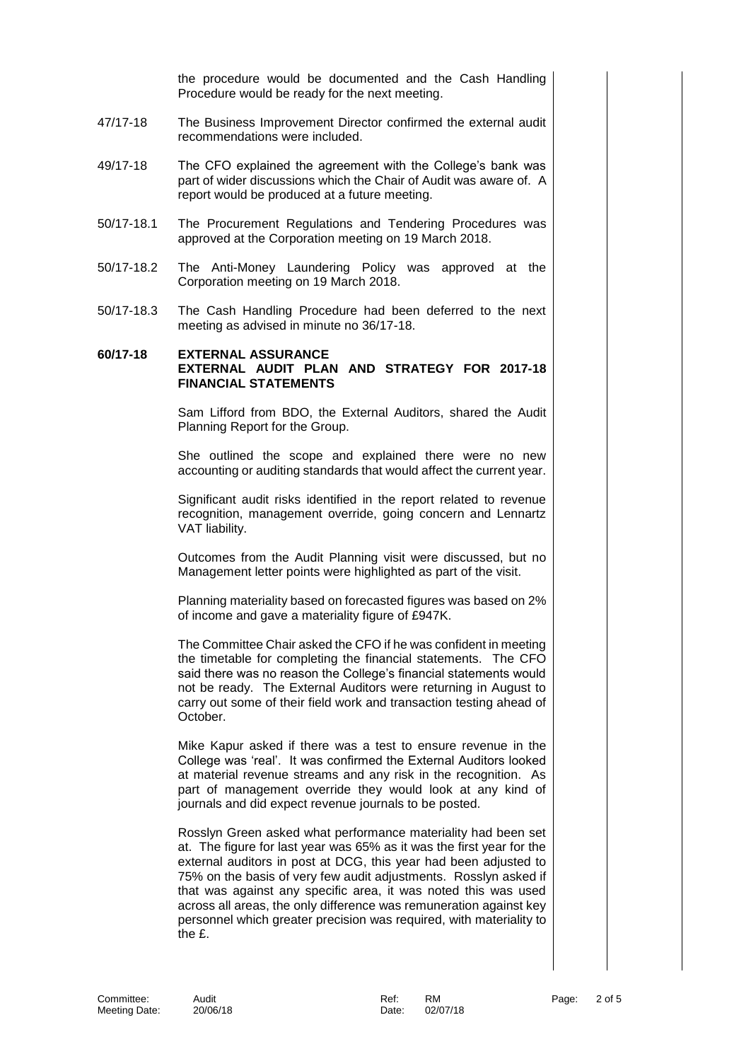the procedure would be documented and the Cash Handling Procedure would be ready for the next meeting.

47/17-18 The Business Improvement Director confirmed the external audit recommendations were included.

49/17-18 The CFO explained the agreement with the College's bank was part of wider discussions which the Chair of Audit was aware of. A report would be produced at a future meeting.

50/17-18.1 The Procurement Regulations and Tendering Procedures was approved at the Corporation meeting on 19 March 2018.

50/17-18.2 The Anti-Money Laundering Policy was approved at the Corporation meeting on 19 March 2018.

50/17-18.3 The Cash Handling Procedure had been deferred to the next meeting as advised in minute no 36/17-18.

**60/17-18 EXTERNAL ASSURANCE**
**EXTERNAL AUDIT PLAN AND STRATEGY FOR 2017-18 FINANCIAL STATEMENTS**

Sam Lifford from BDO, the External Auditors, shared the Audit Planning Report for the Group.

She outlined the scope and explained there were no new accounting or auditing standards that would affect the current year.

Significant audit risks identified in the report related to revenue recognition, management override, going concern and Lennartz VAT liability.

Outcomes from the Audit Planning visit were discussed, but no Management letter points were highlighted as part of the visit.

Planning materiality based on forecasted figures was based on 2% of income and gave a materiality figure of £947K.

The Committee Chair asked the CFO if he was confident in meeting the timetable for completing the financial statements. The CFO said there was no reason the College's financial statements would not be ready. The External Auditors were returning in August to carry out some of their field work and transaction testing ahead of October.

Mike Kapur asked if there was a test to ensure revenue in the College was 'real'. It was confirmed the External Auditors looked at material revenue streams and any risk in the recognition. As part of management override they would look at any kind of journals and did expect revenue journals to be posted.

Rosslyn Green asked what performance materiality had been set at. The figure for last year was 65% as it was the first year for the external auditors in post at DCG, this year had been adjusted to 75% on the basis of very few audit adjustments. Rosslyn asked if that was against any specific area, it was noted this was used across all areas, the only difference was remuneration against key personnel which greater precision was required, with materiality to the £.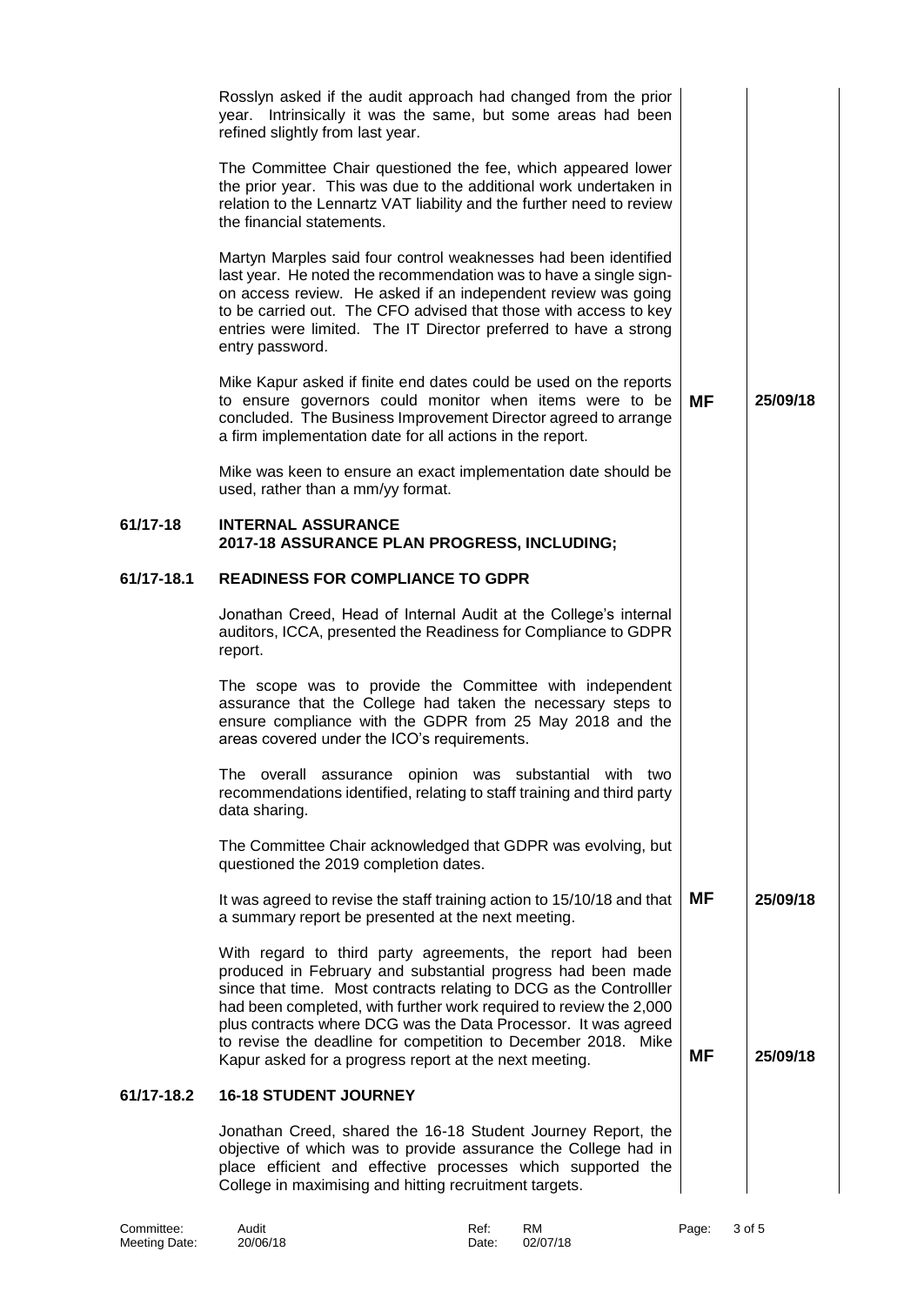Rosslyn asked if the audit approach had changed from the prior year. Intrinsically it was the same, but some areas had been refined slightly from last year.

The Committee Chair questioned the fee, which appeared lower the prior year. This was due to the additional work undertaken in relation to the Lennartz VAT liability and the further need to review the financial statements.

Martyn Marples said four control weaknesses had been identified last year. He noted the recommendation was to have a single sign-on access review. He asked if an independent review was going to be carried out. The CFO advised that those with access to key entries were limited. The IT Director preferred to have a strong entry password.

Mike Kapur asked if finite end dates could be used on the reports to ensure governors could monitor when items were to be concluded. The Business Improvement Director agreed to arrange a firm implementation date for all actions in the report. **MF** **25/09/18**

Mike was keen to ensure an exact implementation date should be used, rather than a mm/yy format.

**61/17-18 INTERNAL ASSURANCE**
**2017-18 ASSURANCE PLAN PROGRESS, INCLUDING;**

**61/17-18.1 READINESS FOR COMPLIANCE TO GDPR**

Jonathan Creed, Head of Internal Audit at the College's internal auditors, ICCA, presented the Readiness for Compliance to GDPR report.

The scope was to provide the Committee with independent assurance that the College had taken the necessary steps to ensure compliance with the GDPR from 25 May 2018 and the areas covered under the ICO's requirements.

The overall assurance opinion was substantial with two recommendations identified, relating to staff training and third party data sharing.

The Committee Chair acknowledged that GDPR was evolving, but questioned the 2019 completion dates.

It was agreed to revise the staff training action to 15/10/18 and that a summary report be presented at the next meeting. **MF** **25/09/18**

With regard to third party agreements, the report had been produced in February and substantial progress had been made since that time. Most contracts relating to DCG as the Controlller had been completed, with further work required to review the 2,000 plus contracts where DCG was the Data Processor. It was agreed to revise the deadline for competition to December 2018. Mike Kapur asked for a progress report at the next meeting. **MF** **25/09/18**

**61/17-18.2 16-18 STUDENT JOURNEY**

Jonathan Creed, shared the 16-18 Student Journey Report, the objective of which was to provide assurance the College had in place efficient and effective processes which supported the College in maximising and hitting recruitment targets.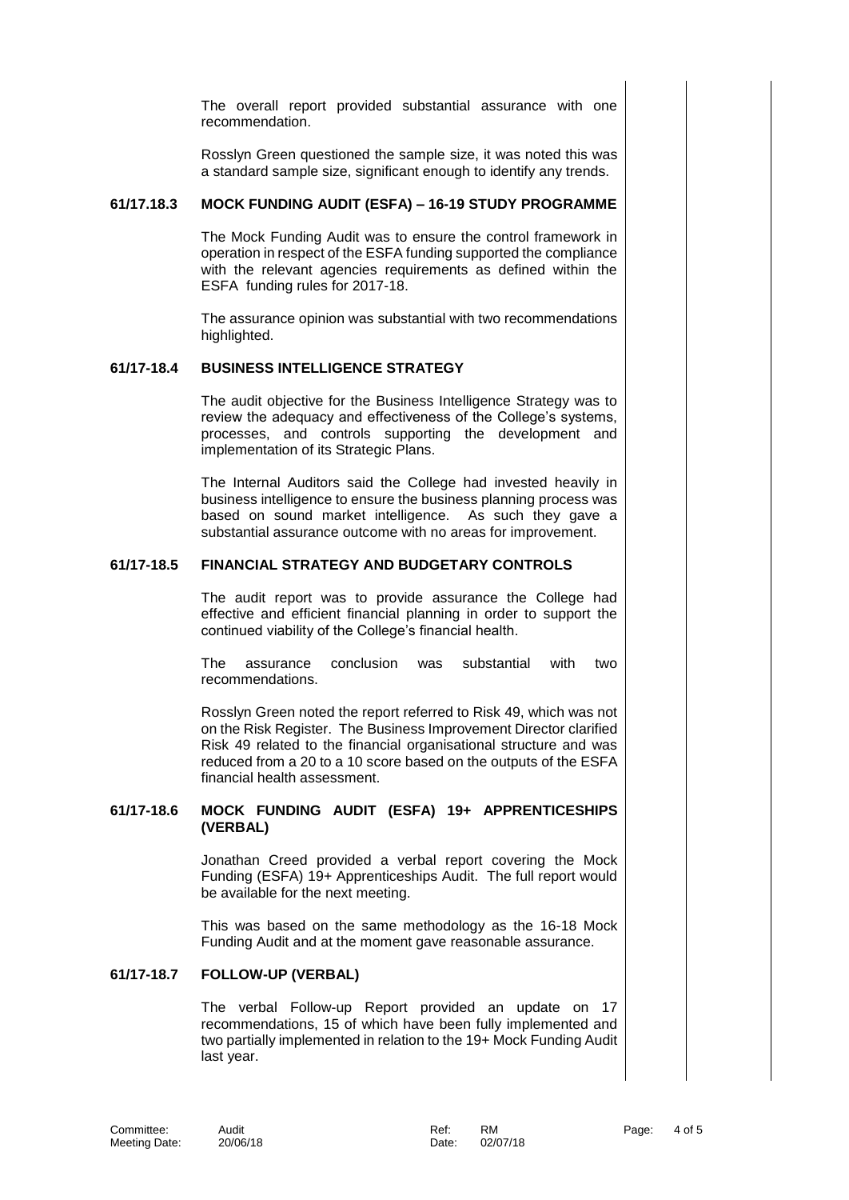The overall report provided substantial assurance with one recommendation.

Rosslyn Green questioned the sample size, it was noted this was a standard sample size, significant enough to identify any trends.

### 61/17.18.3 MOCK FUNDING AUDIT (ESFA) – 16-19 STUDY PROGRAMME

The Mock Funding Audit was to ensure the control framework in operation in respect of the ESFA funding supported the compliance with the relevant agencies requirements as defined within the ESFA funding rules for 2017-18.

The assurance opinion was substantial with two recommendations highlighted.

### 61/17-18.4 BUSINESS INTELLIGENCE STRATEGY

The audit objective for the Business Intelligence Strategy was to review the adequacy and effectiveness of the College's systems, processes, and controls supporting the development and implementation of its Strategic Plans.

The Internal Auditors said the College had invested heavily in business intelligence to ensure the business planning process was based on sound market intelligence. As such they gave a substantial assurance outcome with no areas for improvement.

### 61/17-18.5 FINANCIAL STRATEGY AND BUDGETARY CONTROLS

The audit report was to provide assurance the College had effective and efficient financial planning in order to support the continued viability of the College's financial health.

The assurance conclusion was substantial with two recommendations.

Rosslyn Green noted the report referred to Risk 49, which was not on the Risk Register. The Business Improvement Director clarified Risk 49 related to the financial organisational structure and was reduced from a 20 to a 10 score based on the outputs of the ESFA financial health assessment.

### 61/17-18.6 MOCK FUNDING AUDIT (ESFA) 19+ APPRENTICESHIPS (VERBAL)

Jonathan Creed provided a verbal report covering the Mock Funding (ESFA) 19+ Apprenticeships Audit. The full report would be available for the next meeting.

This was based on the same methodology as the 16-18 Mock Funding Audit and at the moment gave reasonable assurance.

### 61/17-18.7 FOLLOW-UP (VERBAL)

The verbal Follow-up Report provided an update on 17 recommendations, 15 of which have been fully implemented and two partially implemented in relation to the 19+ Mock Funding Audit last year.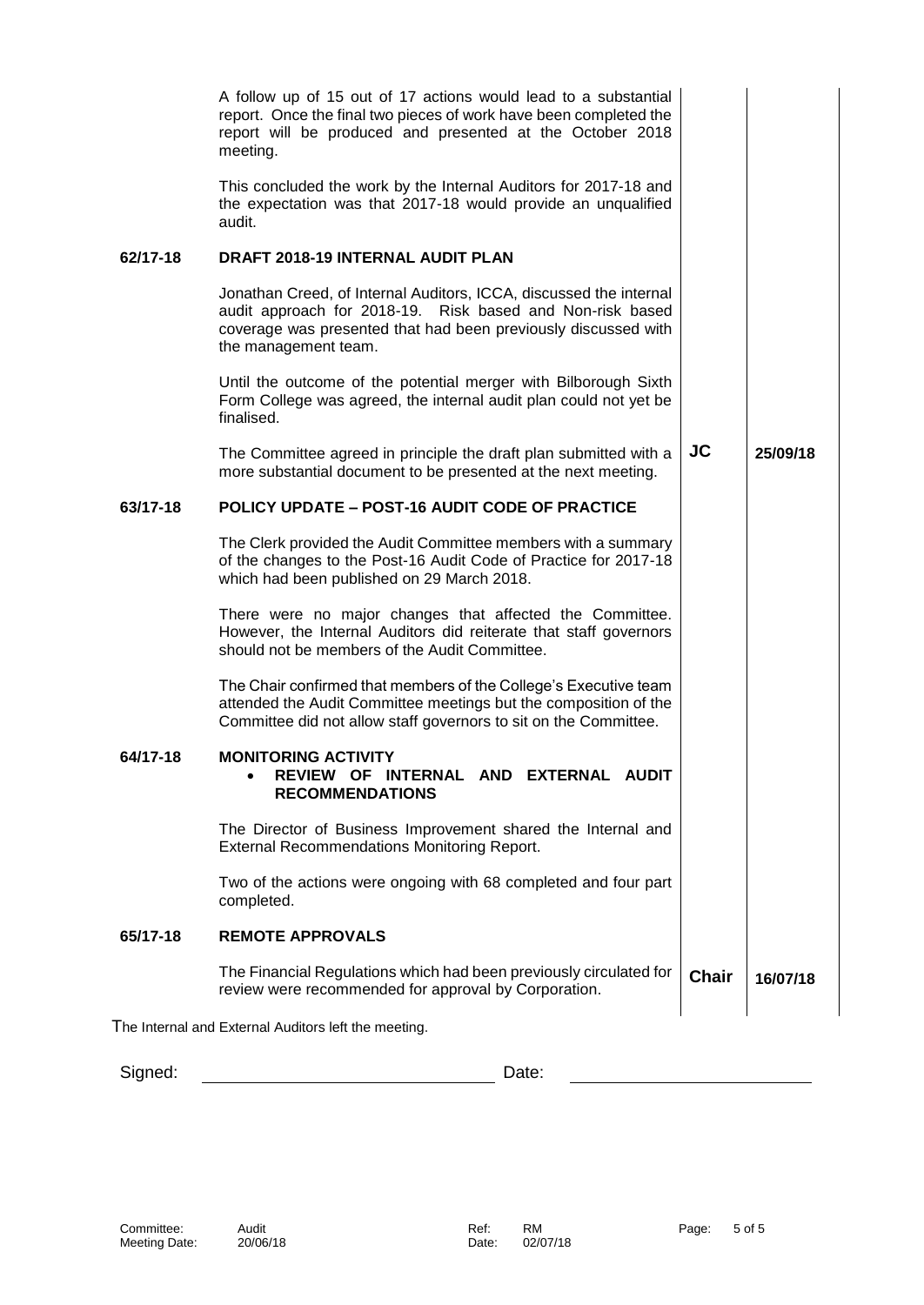| | | | |
|---|---|---|---|
| | A follow up of 15 out of 17 actions would lead to a substantial report. Once the final two pieces of work have been completed the report will be produced and presented at the October 2018 meeting. | | |
| | This concluded the work by the Internal Auditors for 2017-18 and the expectation was that 2017-18 would provide an unqualified audit. | | |
| **62/17-18** | **DRAFT 2018-19 INTERNAL AUDIT PLAN** | | |
| | Jonathan Creed, of Internal Auditors, ICCA, discussed the internal audit approach for 2018-19. Risk based and Non-risk based coverage was presented that had been previously discussed with the management team. | | |
| | Until the outcome of the potential merger with Bilborough Sixth Form College was agreed, the internal audit plan could not yet be finalised. | | |
| | The Committee agreed in principle the draft plan submitted with a more substantial document to be presented at the next meeting. | **JC** | **25/09/18** |
| **63/17-18** | **POLICY UPDATE – POST-16 AUDIT CODE OF PRACTICE** | | |
| | The Clerk provided the Audit Committee members with a summary of the changes to the Post-16 Audit Code of Practice for 2017-18 which had been published on 29 March 2018. | | |
| | There were no major changes that affected the Committee. However, the Internal Auditors did reiterate that staff governors should not be members of the Audit Committee. | | |
| | The Chair confirmed that members of the College's Executive team attended the Audit Committee meetings but the composition of the Committee did not allow staff governors to sit on the Committee. | | |
| **64/17-18** | **MONITORING ACTIVITY**<br>• **REVIEW OF INTERNAL AND EXTERNAL AUDIT RECOMMENDATIONS** | | |
| | The Director of Business Improvement shared the Internal and External Recommendations Monitoring Report. | | |
| | Two of the actions were ongoing with 68 completed and four part completed. | | |
| **65/17-18** | **REMOTE APPROVALS** | | |
| | The Financial Regulations which had been previously circulated for review were recommended for approval by Corporation. | **Chair** | **16/07/18** |

The Internal and External Auditors left the meeting.

Signed: ______________________ Date: ______________________

Committee: Audit
Meeting Date: 20/06/18
Ref: RM
Date: 02/07/18